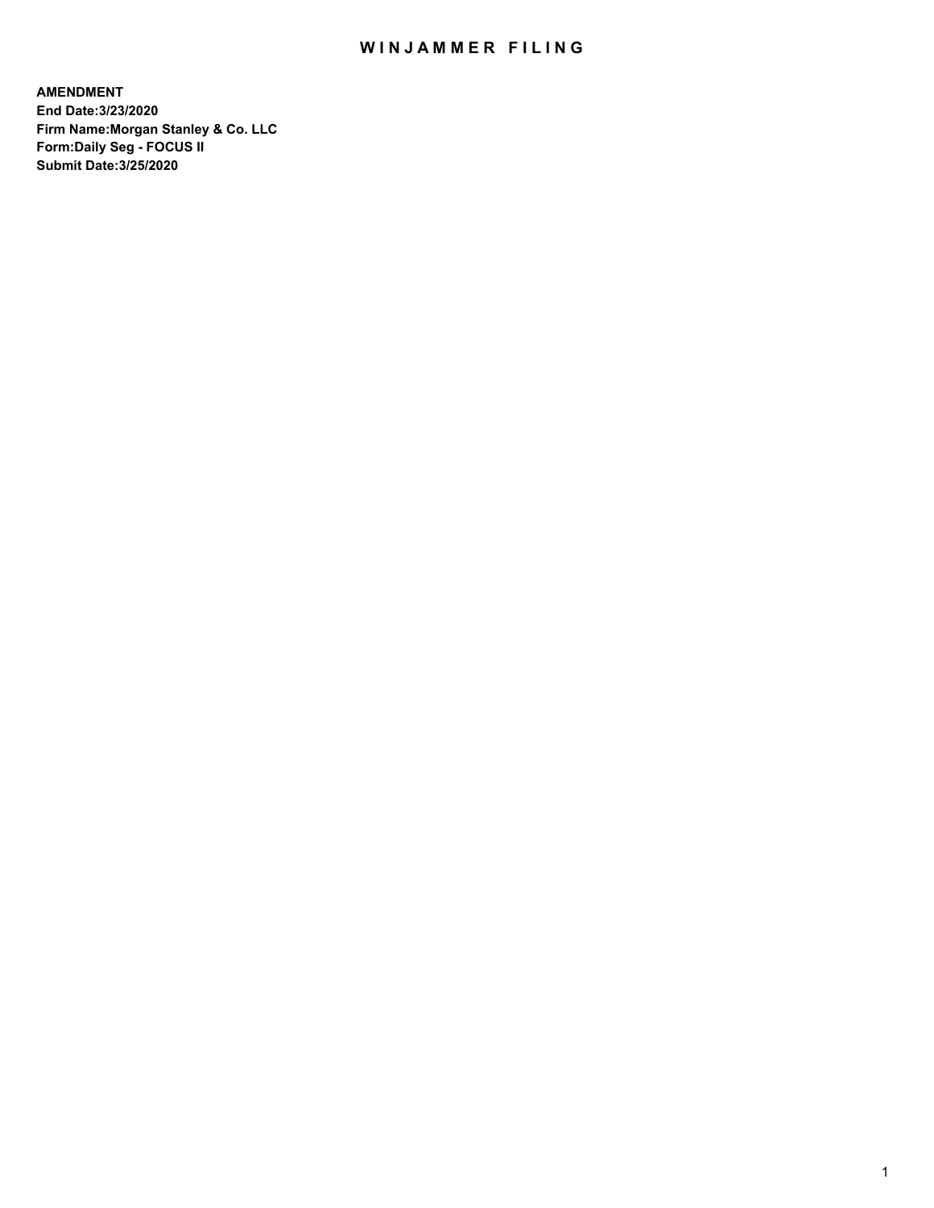# WINJAMMER FILING

**AMENDMENT**
**End Date:3/23/2020**
**Firm Name:Morgan Stanley & Co. LLC**
**Form:Daily Seg - FOCUS II**
**Submit Date:3/25/2020**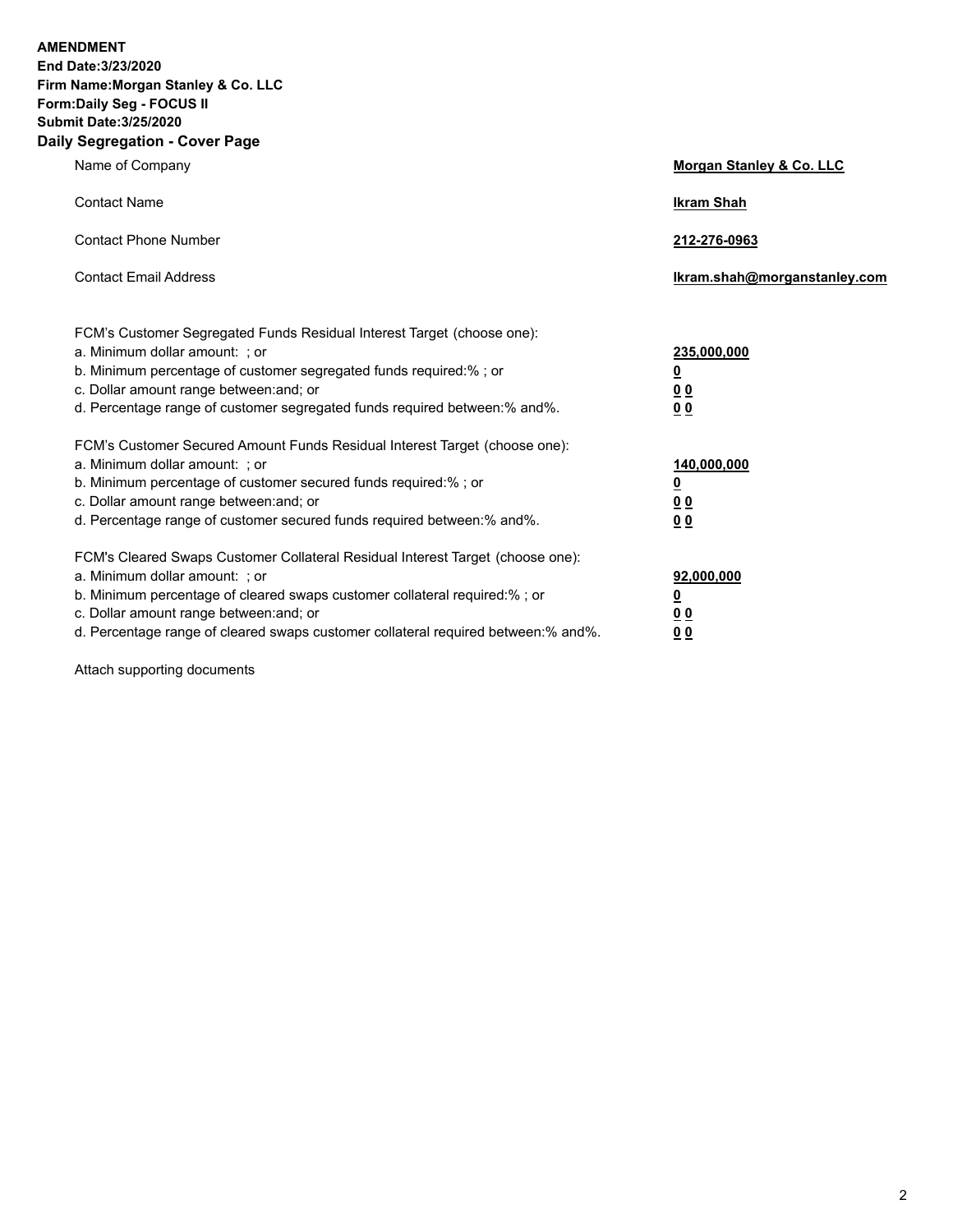**AMENDMENT**
**End Date:3/23/2020**
**Firm Name:Morgan Stanley & Co. LLC**
**Form:Daily Seg - FOCUS II**
**Submit Date:3/25/2020**

## Daily Segregation - Cover Page

| | |
|---|---|
| Name of Company | **Morgan Stanley & Co. LLC** |
| Contact Name | **Ikram Shah** |
| Contact Phone Number | **212-276-0963** |
| Contact Email Address | **Ikram.shah@morganstanley.com** |

| | |
|---|---|
| FCM's Customer Segregated Funds Residual Interest Target (choose one): | |
| a. Minimum dollar amount: ; or | **235,000,000** |
| b. Minimum percentage of customer segregated funds required:% ; or | **0** |
| c. Dollar amount range between:and; or | **0 0** |
| d. Percentage range of customer segregated funds required between:% and%. | **0 0** |
| FCM's Customer Secured Amount Funds Residual Interest Target (choose one): | |
| a. Minimum dollar amount: ; or | **140,000,000** |
| b. Minimum percentage of customer secured funds required:% ; or | **0** |
| c. Dollar amount range between:and; or | **0 0** |
| d. Percentage range of customer secured funds required between:% and%. | **0 0** |
| FCM's Cleared Swaps Customer Collateral Residual Interest Target (choose one): | |
| a. Minimum dollar amount: ; or | **92,000,000** |
| b. Minimum percentage of cleared swaps customer collateral required:% ; or | **0** |
| c. Dollar amount range between:and; or | **0 0** |
| d. Percentage range of cleared swaps customer collateral required between:% and%. | **0 0** |

Attach supporting documents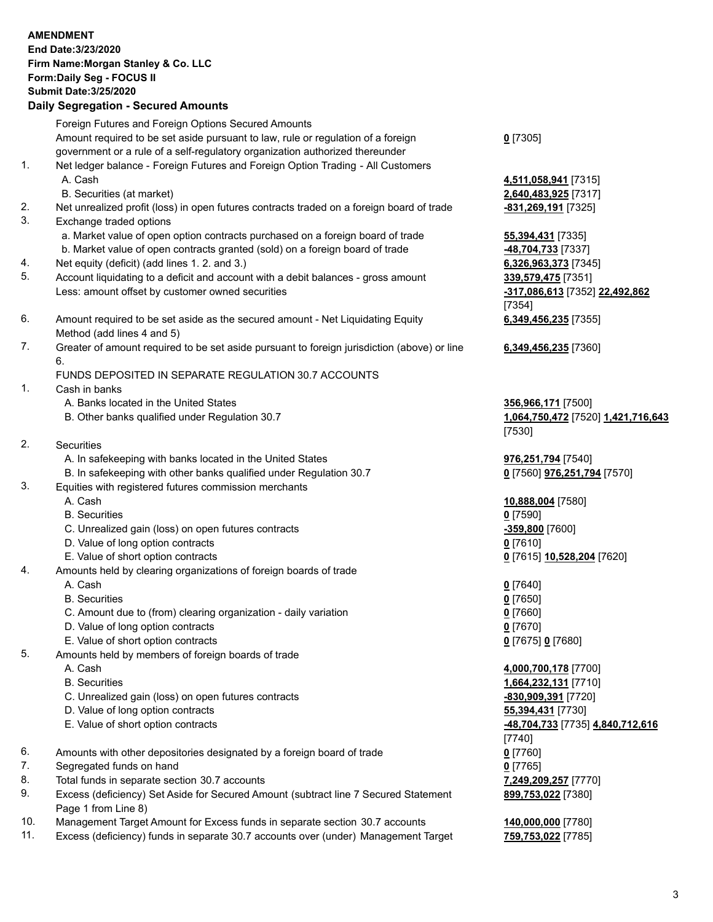**AMENDMENT**
**End Date:3/23/2020**
**Firm Name:Morgan Stanley & Co. LLC**
**Form:Daily Seg - FOCUS II**
**Submit Date:3/25/2020**

## Daily Segregation - Secured Amounts

| | | |
|---|---|---|
| | Foreign Futures and Foreign Options Secured Amounts | |
| | Amount required to be set aside pursuant to law, rule or regulation of a foreign government or a rule of a self-regulatory organization authorized thereunder | **0** [7305] |
| 1. | Net ledger balance - Foreign Futures and Foreign Option Trading - All Customers | |
| | A. Cash | **4,511,058,941** [7315] |
| | B. Securities (at market) | **2,640,483,925** [7317] |
| 2. | Net unrealized profit (loss) in open futures contracts traded on a foreign board of trade | **-831,269,191** [7325] |
| 3. | Exchange traded options | |
| | a. Market value of open option contracts purchased on a foreign board of trade | **55,394,431** [7335] |
| | b. Market value of open contracts granted (sold) on a foreign board of trade | **-48,704,733** [7337] |
| 4. | Net equity (deficit) (add lines 1. 2. and 3.) | **6,326,963,373** [7345] |
| 5. | Account liquidating to a deficit and account with a debit balances - gross amount | **339,579,475** [7351] |
| | Less: amount offset by customer owned securities | **-317,086,613** [7352] **22,492,862** [7354] |
| 6. | Amount required to be set aside as the secured amount - Net Liquidating Equity Method (add lines 4 and 5) | **6,349,456,235** [7355] |
| 7. | Greater of amount required to be set aside pursuant to foreign jurisdiction (above) or line 6. | **6,349,456,235** [7360] |
| | FUNDS DEPOSITED IN SEPARATE REGULATION 30.7 ACCOUNTS | |
| 1. | Cash in banks | |
| | A. Banks located in the United States | **356,966,171** [7500] |
| | B. Other banks qualified under Regulation 30.7 | **1,064,750,472** [7520] **1,421,716,643** [7530] |
| 2. | Securities | |
| | A. In safekeeping with banks located in the United States | **976,251,794** [7540] |
| | B. In safekeeping with other banks qualified under Regulation 30.7 | **0** [7560] **976,251,794** [7570] |
| 3. | Equities with registered futures commission merchants | |
| | A. Cash | **10,888,004** [7580] |
| | B. Securities | **0** [7590] |
| | C. Unrealized gain (loss) on open futures contracts | **-359,800** [7600] |
| | D. Value of long option contracts | **0** [7610] |
| | E. Value of short option contracts | **0** [7615] **10,528,204** [7620] |
| 4. | Amounts held by clearing organizations of foreign boards of trade | |
| | A. Cash | **0** [7640] |
| | B. Securities | **0** [7650] |
| | C. Amount due to (from) clearing organization - daily variation | **0** [7660] |
| | D. Value of long option contracts | **0** [7670] |
| | E. Value of short option contracts | **0** [7675] **0** [7680] |
| 5. | Amounts held by members of foreign boards of trade | |
| | A. Cash | **4,000,700,178** [7700] |
| | B. Securities | **1,664,232,131** [7710] |
| | C. Unrealized gain (loss) on open futures contracts | **-830,909,391** [7720] |
| | D. Value of long option contracts | **55,394,431** [7730] |
| | E. Value of short option contracts | **-48,704,733** [7735] **4,840,712,616** [7740] |
| 6. | Amounts with other depositories designated by a foreign board of trade | **0** [7760] |
| 7. | Segregated funds on hand | **0** [7765] |
| 8. | Total funds in separate section 30.7 accounts | **7,249,209,257** [7770] |
| 9. | Excess (deficiency) Set Aside for Secured Amount (subtract line 7 Secured Statement Page 1 from Line 8) | **899,753,022** [7380] |
| 10. | Management Target Amount for Excess funds in separate section 30.7 accounts | **140,000,000** [7780] |
| 11. | Excess (deficiency) funds in separate 30.7 accounts over (under) Management Target | **759,753,022** [7785] |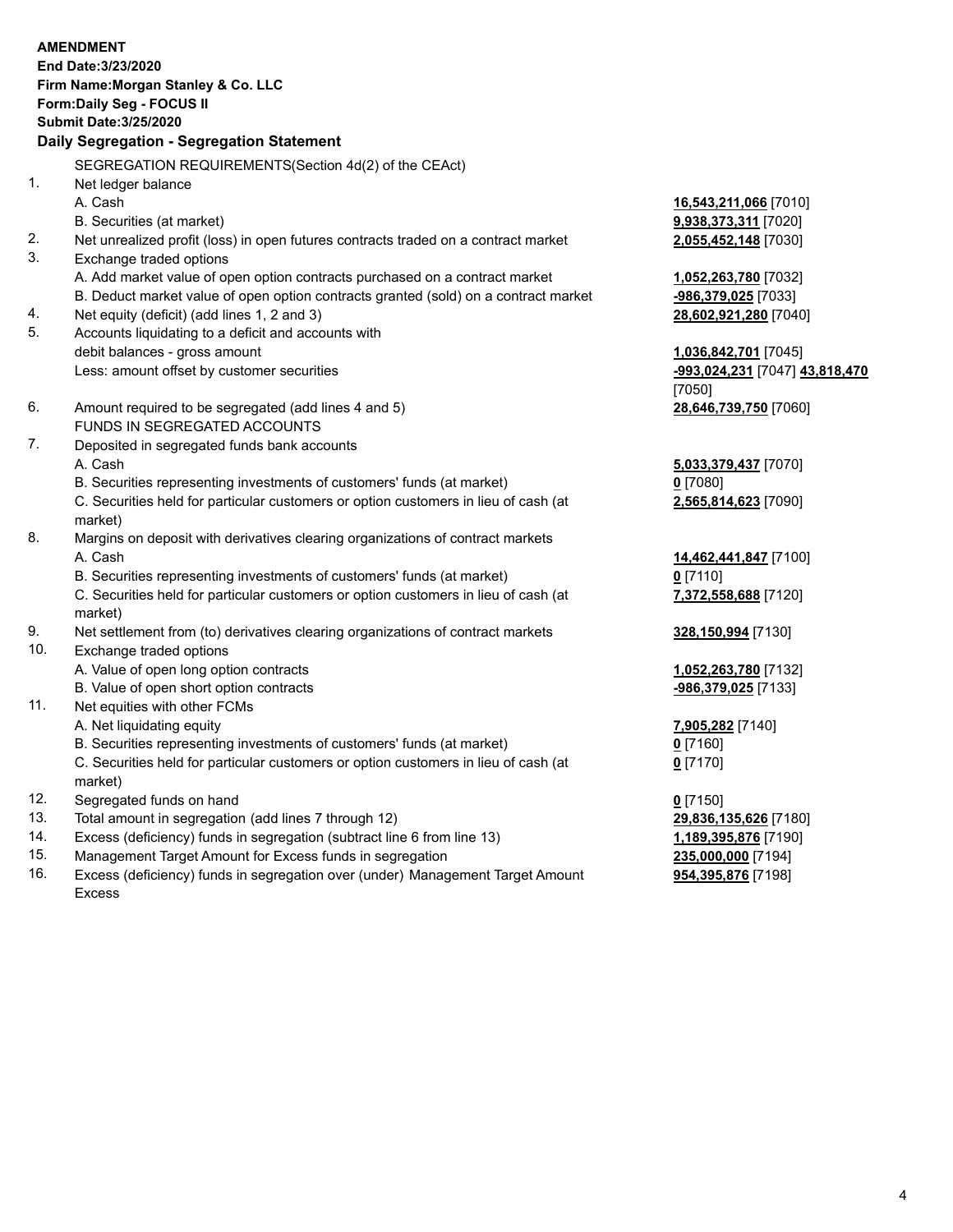**AMENDMENT**
**End Date:3/23/2020**
**Firm Name:Morgan Stanley & Co. LLC**
**Form:Daily Seg - FOCUS II**
**Submit Date:3/25/2020**

## Daily Segregation - Segregation Statement

SEGREGATION REQUIREMENTS(Section 4d(2) of the CEAct)

| | | |
|---|---|---|
| 1. | Net ledger balance | |
| | A. Cash | **16,543,211,066** [7010] |
| | B. Securities (at market) | **9,938,373,311** [7020] |
| 2. | Net unrealized profit (loss) in open futures contracts traded on a contract market | **2,055,452,148** [7030] |
| 3. | Exchange traded options | |
| | A. Add market value of open option contracts purchased on a contract market | **1,052,263,780** [7032] |
| | B. Deduct market value of open option contracts granted (sold) on a contract market | **-986,379,025** [7033] |
| 4. | Net equity (deficit) (add lines 1, 2 and 3) | **28,602,921,280** [7040] |
| 5. | Accounts liquidating to a deficit and accounts with debit balances - gross amount | **1,036,842,701** [7045] |
| | Less: amount offset by customer securities | **-993,024,231** [7047] **43,818,470** [7050] |
| 6. | Amount required to be segregated (add lines 4 and 5) | **28,646,739,750** [7060] |
| | FUNDS IN SEGREGATED ACCOUNTS | |
| 7. | Deposited in segregated funds bank accounts | |
| | A. Cash | **5,033,379,437** [7070] |
| | B. Securities representing investments of customers' funds (at market) | **0** [7080] |
| | C. Securities held for particular customers or option customers in lieu of cash (at market) | **2,565,814,623** [7090] |
| 8. | Margins on deposit with derivatives clearing organizations of contract markets | |
| | A. Cash | **14,462,441,847** [7100] |
| | B. Securities representing investments of customers' funds (at market) | **0** [7110] |
| | C. Securities held for particular customers or option customers in lieu of cash (at market) | **7,372,558,688** [7120] |
| 9. | Net settlement from (to) derivatives clearing organizations of contract markets | **328,150,994** [7130] |
| 10. | Exchange traded options | |
| | A. Value of open long option contracts | **1,052,263,780** [7132] |
| | B. Value of open short option contracts | **-986,379,025** [7133] |
| 11. | Net equities with other FCMs | |
| | A. Net liquidating equity | **7,905,282** [7140] |
| | B. Securities representing investments of customers' funds (at market) | **0** [7160] |
| | C. Securities held for particular customers or option customers in lieu of cash (at market) | **0** [7170] |
| 12. | Segregated funds on hand | **0** [7150] |
| 13. | Total amount in segregation (add lines 7 through 12) | **29,836,135,626** [7180] |
| 14. | Excess (deficiency) funds in segregation (subtract line 6 from line 13) | **1,189,395,876** [7190] |
| 15. | Management Target Amount for Excess funds in segregation | **235,000,000** [7194] |
| 16. | Excess (deficiency) funds in segregation over (under) Management Target Amount Excess | **954,395,876** [7198] |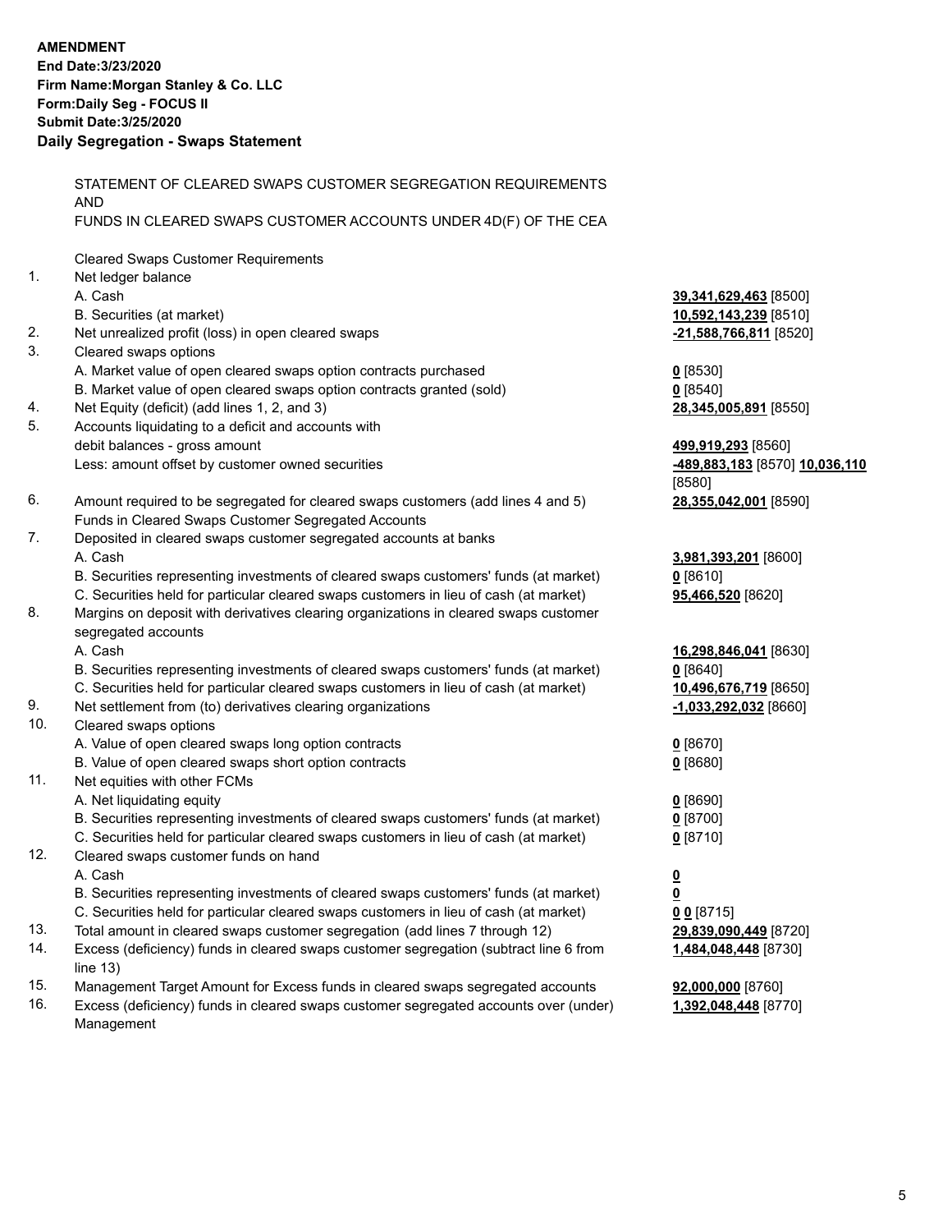**AMENDMENT**
**End Date:3/23/2020**
**Firm Name:Morgan Stanley & Co. LLC**
**Form:Daily Seg - FOCUS II**
**Submit Date:3/25/2020**
**Daily Segregation - Swaps Statement**

STATEMENT OF CLEARED SWAPS CUSTOMER SEGREGATION REQUIREMENTS AND
FUNDS IN CLEARED SWAPS CUSTOMER ACCOUNTS UNDER 4D(F) OF THE CEA

| | | |
|---|---|---|
| | Cleared Swaps Customer Requirements | |
| 1. | Net ledger balance | |
| | A. Cash | **39,341,629,463** [8500] |
| | B. Securities (at market) | **10,592,143,239** [8510] |
| 2. | Net unrealized profit (loss) in open cleared swaps | **-21,588,766,811** [8520] |
| 3. | Cleared swaps options | |
| | A. Market value of open cleared swaps option contracts purchased | **0** [8530] |
| | B. Market value of open cleared swaps option contracts granted (sold) | **0** [8540] |
| 4. | Net Equity (deficit) (add lines 1, 2, and 3) | **28,345,005,891** [8550] |
| 5. | Accounts liquidating to a deficit and accounts with debit balances - gross amount | **499,919,293** [8560] |
| | Less: amount offset by customer owned securities | **-489,883,183** [8570] **10,036,110** [8580] |
| 6. | Amount required to be segregated for cleared swaps customers (add lines 4 and 5) | **28,355,042,001** [8590] |
| | Funds in Cleared Swaps Customer Segregated Accounts | |
| 7. | Deposited in cleared swaps customer segregated accounts at banks | |
| | A. Cash | **3,981,393,201** [8600] |
| | B. Securities representing investments of cleared swaps customers' funds (at market) | **0** [8610] |
| | C. Securities held for particular cleared swaps customers in lieu of cash (at market) | **95,466,520** [8620] |
| 8. | Margins on deposit with derivatives clearing organizations in cleared swaps customer segregated accounts | |
| | A. Cash | **16,298,846,041** [8630] |
| | B. Securities representing investments of cleared swaps customers' funds (at market) | **0** [8640] |
| | C. Securities held for particular cleared swaps customers in lieu of cash (at market) | **10,496,676,719** [8650] |
| 9. | Net settlement from (to) derivatives clearing organizations | **-1,033,292,032** [8660] |
| 10. | Cleared swaps options | |
| | A. Value of open cleared swaps long option contracts | **0** [8670] |
| | B. Value of open cleared swaps short option contracts | **0** [8680] |
| 11. | Net equities with other FCMs | |
| | A. Net liquidating equity | **0** [8690] |
| | B. Securities representing investments of cleared swaps customers' funds (at market) | **0** [8700] |
| | C. Securities held for particular cleared swaps customers in lieu of cash (at market) | **0** [8710] |
| 12. | Cleared swaps customer funds on hand | |
| | A. Cash | **0** |
| | B. Securities representing investments of cleared swaps customers' funds (at market) | **0** |
| | C. Securities held for particular cleared swaps customers in lieu of cash (at market) | **0** **0** [8715] |
| 13. | Total amount in cleared swaps customer segregation (add lines 7 through 12) | **29,839,090,449** [8720] |
| 14. | Excess (deficiency) funds in cleared swaps customer segregation (subtract line 6 from line 13) | **1,484,048,448** [8730] |
| 15. | Management Target Amount for Excess funds in cleared swaps segregated accounts | **92,000,000** [8760] |
| 16. | Excess (deficiency) funds in cleared swaps customer segregated accounts over (under) Management | **1,392,048,448** [8770] |